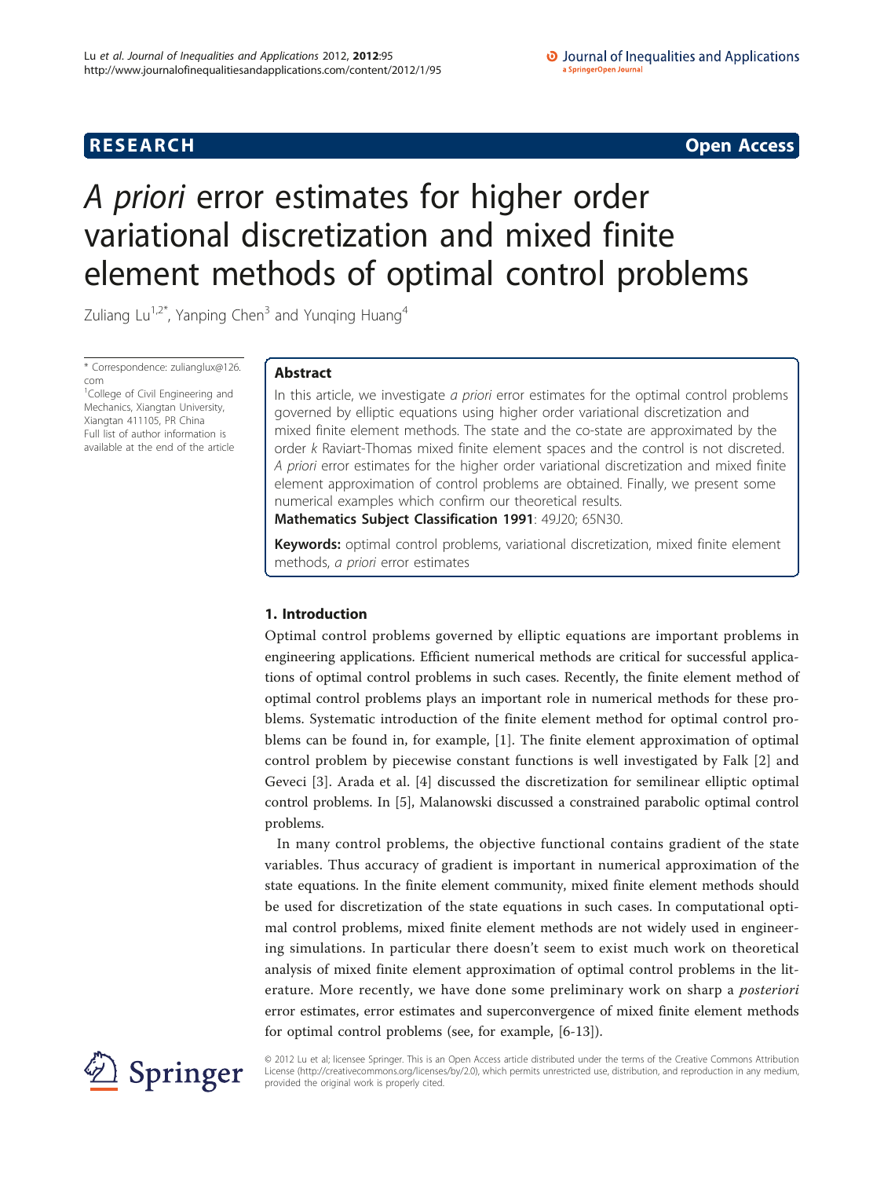**RESEARCH** **Open Access**

# *A priori* error estimates for higher order variational discretization and mixed finite element methods of optimal control problems

Zuliang Lu[1,2*], Yanping Chen[3] and Yunqing Huang[4]

\* Correspondence: zulianglux@126.com
[1]College of Civil Engineering and Mechanics, Xiangtan University, Xiangtan 411105, PR China
Full list of author information is available at the end of the article

## Abstract

In this article, we investigate *a priori* error estimates for the optimal control problems governed by elliptic equations using higher order variational discretization and mixed finite element methods. The state and the co-state are approximated by the order *k* Raviart-Thomas mixed finite element spaces and the control is not discreted. *A priori* error estimates for the higher order variational discretization and mixed finite element approximation of control problems are obtained. Finally, we present some numerical examples which confirm our theoretical results.

**Mathematics Subject Classification 1991**: 49J20; 65N30.

**Keywords:** optimal control problems, variational discretization, mixed finite element methods, *a priori* error estimates

### 1. Introduction

Optimal control problems governed by elliptic equations are important problems in engineering applications. Efficient numerical methods are critical for successful applications of optimal control problems in such cases. Recently, the finite element method of optimal control problems plays an important role in numerical methods for these problems. Systematic introduction of the finite element method for optimal control problems can be found in, for example, [1]. The finite element approximation of optimal control problem by piecewise constant functions is well investigated by Falk [2] and Geveci [3]. Arada et al. [4] discussed the discretization for semilinear elliptic optimal control problems. In [5], Malanowski discussed a constrained parabolic optimal control problems.

In many control problems, the objective functional contains gradient of the state variables. Thus accuracy of gradient is important in numerical approximation of the state equations. In the finite element community, mixed finite element methods should be used for discretization of the state equations in such cases. In computational optimal control problems, mixed finite element methods are not widely used in engineering simulations. In particular there doesn't seem to exist much work on theoretical analysis of mixed finite element approximation of optimal control problems in the literature. More recently, we have done some preliminary work on sharp *a posteriori* error estimates, error estimates and superconvergence of mixed finite element methods for optimal control problems (see, for example, [6-13]).

© 2012 Lu et al; licensee Springer. This is an Open Access article distributed under the terms of the Creative Commons Attribution License (http://creativecommons.org/licenses/by/2.0), which permits unrestricted use, distribution, and reproduction in any medium, provided the original work is properly cited.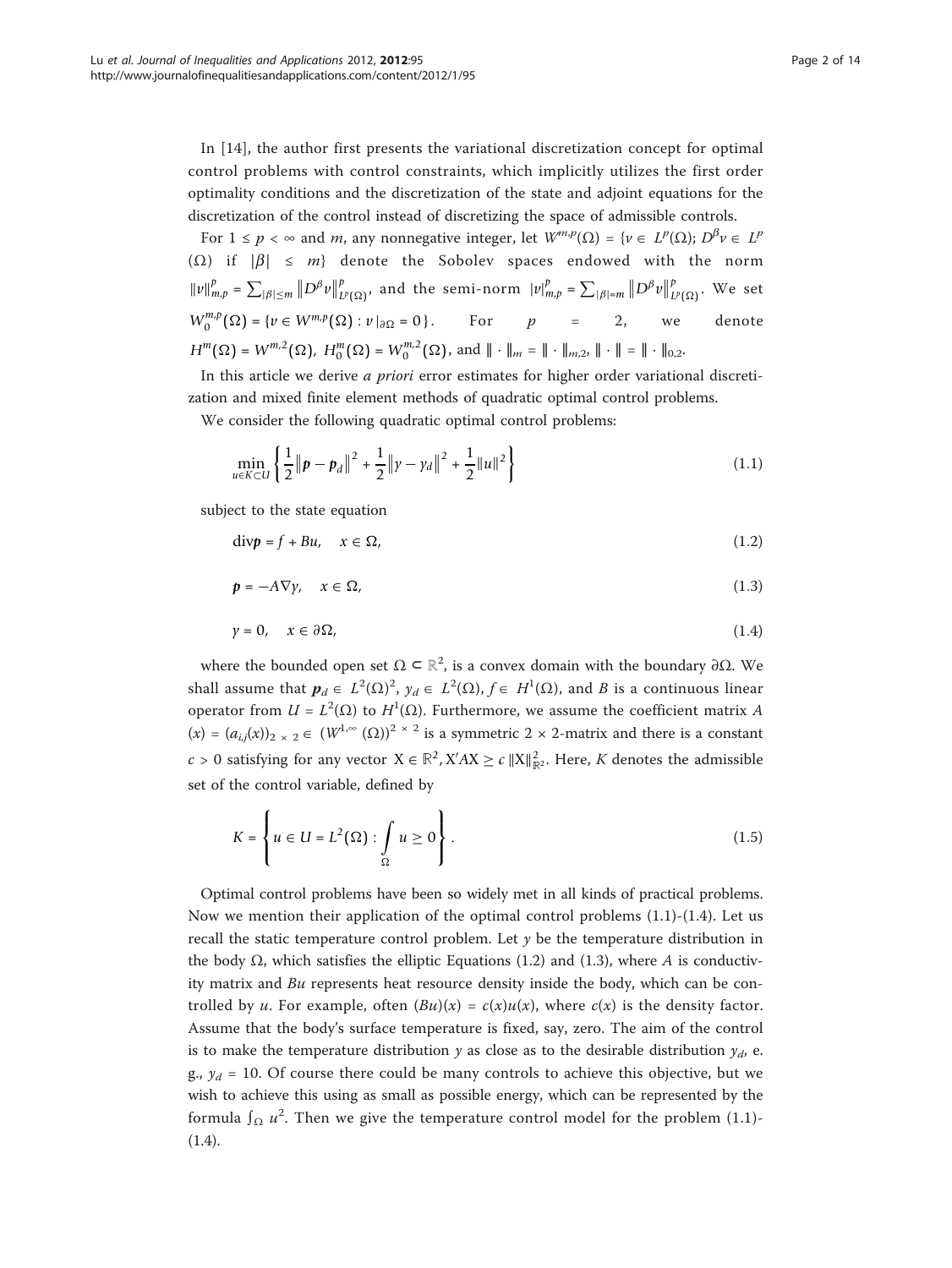In [14], the author first presents the variational discretization concept for optimal control problems with control constraints, which implicitly utilizes the first order optimality conditions and the discretization of the state and adjoint equations for the discretization of the control instead of discretizing the space of admissible controls.

For $1 \leq p < \infty$ and $m$, any nonnegative integer, let $W^{m,p}(\Omega) = \{v \in L^p(\Omega); D^\beta v \in L^p(\Omega) \text{ if } |\beta| \leq m\}$ denote the Sobolev spaces endowed with the norm $\|v\|_{m,p}^p = \sum_{|\beta| \leq m} \|D^\beta v\|_{L^p(\Omega)}^p$, and the semi-norm $|v|_{m,p}^p = \sum_{|\beta| = m} \|D^\beta v\|_{L^p(\Omega)}^p$. We set $W_0^{m,p}(\Omega) = \{v \in W^{m,p}(\Omega) : v|_{\partial\Omega} = 0\}$. For $p = 2$, we denote $H^m(\Omega) = W^{m,2}(\Omega)$, $H_0^m(\Omega) = W_0^{m,2}(\Omega)$, and $\|\cdot\|_m = \|\cdot\|_{m,2}$, $\|\cdot\| = \|\cdot\|_{0,2}$.

In this article we derive *a priori* error estimates for higher order variational discretization and mixed finite element methods of quadratic optimal control problems.

We consider the following quadratic optimal control problems:

$$\min_{u \in K \subset U} \left\{ \frac{1}{2}\|\boldsymbol{p} - \boldsymbol{p}_d\|^2 + \frac{1}{2}\|y - y_d\|^2 + \frac{1}{2}\|u\|^2 \right\} \tag{1.1}$$

subject to the state equation

$$\operatorname{div}\boldsymbol{p} = f + Bu, \quad x \in \Omega, \tag{1.2}$$

$$\boldsymbol{p} = -A\nabla y, \quad x \in \Omega, \tag{1.3}$$

$$y = 0, \quad x \in \partial\Omega, \tag{1.4}$$

where the bounded open set $\Omega \subset \mathbb{R}^2$, is a convex domain with the boundary $\partial\Omega$. We shall assume that $\boldsymbol{p}_d \in L^2(\Omega)^2$, $y_d \in L^2(\Omega)$, $f \in H^1(\Omega)$, and $B$ is a continuous linear operator from $U = L^2(\Omega)$ to $H^1(\Omega)$. Furthermore, we assume the coefficient matrix $A(x) = (a_{i,j}(x))_{2 \times 2} \in (W^{1,\infty}(\Omega))^{2 \times 2}$ is a symmetric $2 \times 2$-matrix and there is a constant $c > 0$ satisfying for any vector $X \in \mathbb{R}^2$, $X'AX \geq c\|X\|_{\mathbb{R}^2}^2$. Here, $K$ denotes the admissible set of the control variable, defined by

$$K = \left\{ u \in U = L^2(\Omega) : \int_\Omega u \geq 0 \right\}. \tag{1.5}$$

Optimal control problems have been so widely met in all kinds of practical problems. Now we mention their application of the optimal control problems (1.1)-(1.4). Let us recall the static temperature control problem. Let $y$ be the temperature distribution in the body $\Omega$, which satisfies the elliptic Equations (1.2) and (1.3), where $A$ is conductivity matrix and $Bu$ represents heat resource density inside the body, which can be controlled by $u$. For example, often $(Bu)(x) = c(x)u(x)$, where $c(x)$ is the density factor. Assume that the body's surface temperature is fixed, say, zero. The aim of the control is to make the temperature distribution $y$ as close as to the desirable distribution $y_d$, e.g., $y_d = 10$. Of course there could be many controls to achieve this objective, but we wish to achieve this using as small as possible energy, which can be represented by the formula $\int_\Omega u^2$. Then we give the temperature control model for the problem (1.1)-(1.4).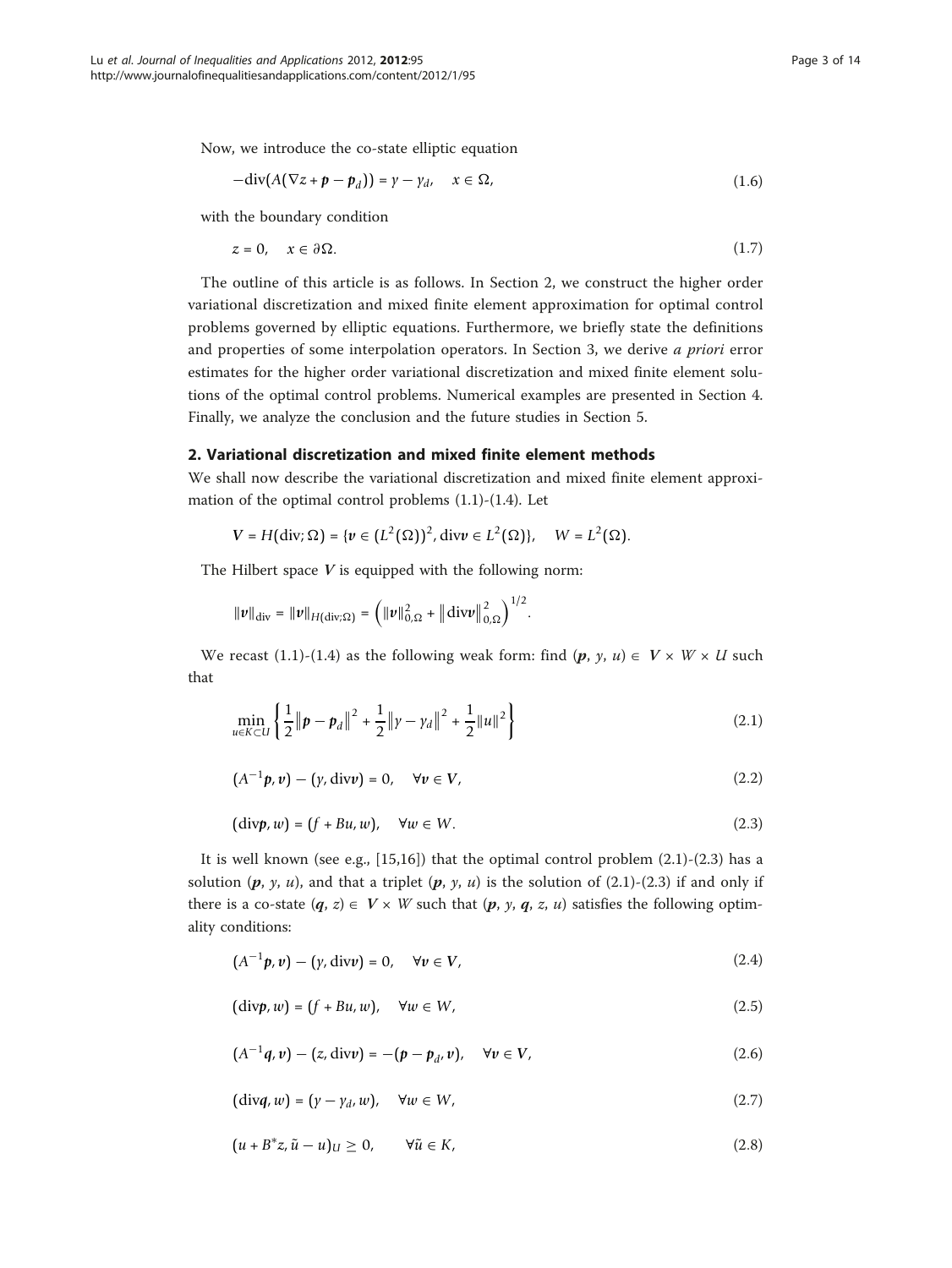Now, we introduce the co-state elliptic equation

$$-\text{div}(A(\nabla z + \boldsymbol{p} - \boldsymbol{p}_d)) = y - y_d, \quad x \in \Omega, \tag{1.6}$$

with the boundary condition

$$z = 0, \quad x \in \partial\Omega. \tag{1.7}$$

The outline of this article is as follows. In Section 2, we construct the higher order variational discretization and mixed finite element approximation for optimal control problems governed by elliptic equations. Furthermore, we briefly state the definitions and properties of some interpolation operators. In Section 3, we derive *a priori* error estimates for the higher order variational discretization and mixed finite element solutions of the optimal control problems. Numerical examples are presented in Section 4. Finally, we analyze the conclusion and the future studies in Section 5.

## 2. Variational discretization and mixed finite element methods

We shall now describe the variational discretization and mixed finite element approximation of the optimal control problems (1.1)-(1.4). Let

$$\boldsymbol{V} = H(\text{div}; \Omega) = \{\boldsymbol{v} \in (L^2(\Omega))^2, \text{div}\boldsymbol{v} \in L^2(\Omega)\}, \quad W = L^2(\Omega).$$

The Hilbert space $\boldsymbol{V}$ is equipped with the following norm:

$$\|\boldsymbol{v}\|_{\text{div}} = \|\boldsymbol{v}\|_{H(\text{div};\Omega)} = \left(\|\boldsymbol{v}\|_{0,\Omega}^2 + \|\text{div}\boldsymbol{v}\|_{0,\Omega}^2\right)^{1/2}.$$

We recast (1.1)-(1.4) as the following weak form: find $(\boldsymbol{p}, y, u) \in \boldsymbol{V} \times W \times U$ such that

$$\min_{u \in K \subset U} \left\{ \frac{1}{2}\|\boldsymbol{p} - \boldsymbol{p}_d\|^2 + \frac{1}{2}\|y - y_d\|^2 + \frac{1}{2}\|u\|^2 \right\} \tag{2.1}$$

$$(A^{-1}\boldsymbol{p}, \boldsymbol{v}) - (y, \text{div}\boldsymbol{v}) = 0, \quad \forall \boldsymbol{v} \in \boldsymbol{V}, \tag{2.2}$$

$$(\text{div}\boldsymbol{p}, w) = (f + Bu, w), \quad \forall w \in W. \tag{2.3}$$

It is well known (see e.g., [15,16]) that the optimal control problem (2.1)-(2.3) has a solution $(\boldsymbol{p}, y, u)$, and that a triplet $(\boldsymbol{p}, y, u)$ is the solution of (2.1)-(2.3) if and only if there is a co-state $(\boldsymbol{q}, z) \in \boldsymbol{V} \times W$ such that $(\boldsymbol{p}, y, \boldsymbol{q}, z, u)$ satisfies the following optimality conditions:

$$(A^{-1}\boldsymbol{p}, \boldsymbol{v}) - (y, \text{div}\boldsymbol{v}) = 0, \quad \forall \boldsymbol{v} \in \boldsymbol{V}, \tag{2.4}$$

$$(\text{div}\boldsymbol{p}, w) = (f + Bu, w), \quad \forall w \in W, \tag{2.5}$$

$$(A^{-1}\boldsymbol{q}, \boldsymbol{v}) - (z, \text{div}\boldsymbol{v}) = -(\boldsymbol{p} - \boldsymbol{p}_d, \boldsymbol{v}), \quad \forall \boldsymbol{v} \in \boldsymbol{V}, \tag{2.6}$$

$$(\text{div}\boldsymbol{q}, w) = (y - y_d, w), \quad \forall w \in W, \tag{2.7}$$

$$(u + B^*z, \tilde{u} - u)_U \geq 0, \qquad \forall \tilde{u} \in K, \tag{2.8}$$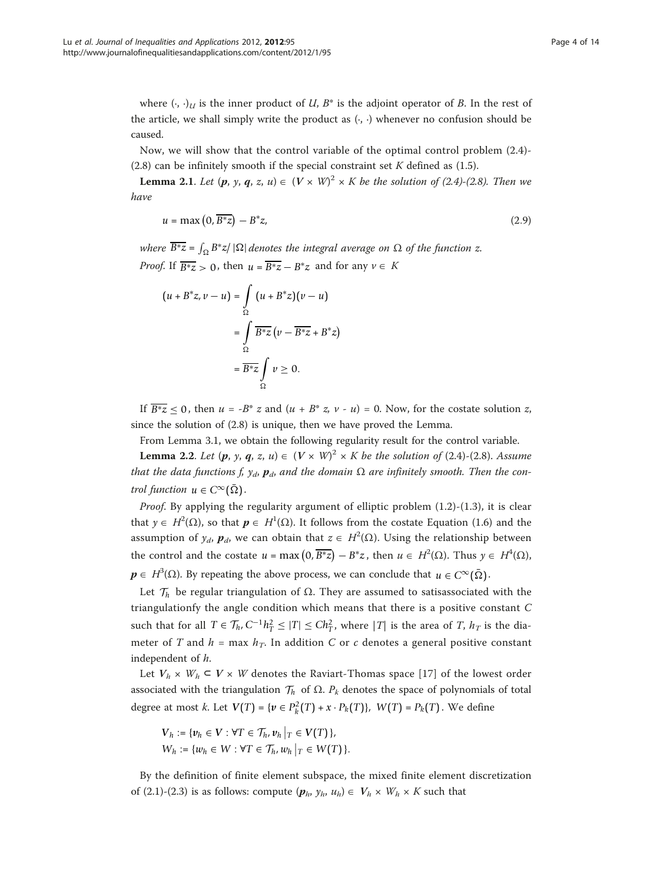where $(\cdot, \cdot)_U$ is the inner product of $U$, $B^*$ is the adjoint operator of $B$. In the rest of the article, we shall simply write the product as $(\cdot, \cdot)$ whenever no confusion should be caused.

Now, we will show that the control variable of the optimal control problem (2.4)-(2.8) can be infinitely smooth if the special constraint set $K$ defined as (1.5).

**Lemma 2.1**. *Let* $(\boldsymbol{p}, y, \boldsymbol{q}, z, u) \in (\boldsymbol{V} \times W)^2 \times K$ *be the solution of (2.4)-(2.8). Then we have*

$$u = \max\left(0, \overline{B^* z}\right) - B^* z, \tag{2.9}$$

*where* $\overline{B^* z} = \int_\Omega B^* z / |\Omega|$ *denotes the integral average on* $\Omega$ *of the function* $z$.

*Proof*. If $\overline{B^* z} > 0$, then $u = \overline{B^* z} - B^* z$ and for any $v \in K$

$$\begin{aligned}
(u + B^* z, v - u) &= \int_\Omega (u + B^* z)(v - u) \\
&= \int_\Omega \overline{B^* z}\left(v - \overline{B^* z} + B^* z\right) \\
&= \overline{B^* z} \int_\Omega v \geq 0.
\end{aligned}$$

If $\overline{B^* z} \leq 0$, then $u = -B^* z$ and $(u + B^* z, v - u) = 0$. Now, for the costate solution $z$, since the solution of (2.8) is unique, then we have proved the Lemma.

From Lemma 3.1, we obtain the following regularity result for the control variable.

**Lemma 2.2**. *Let* $(\boldsymbol{p}, y, \boldsymbol{q}, z, u) \in (\boldsymbol{V} \times W)^2 \times K$ *be the solution of* (2.4)-(2.8). *Assume that the data functions* $f$, $y_d$, $\boldsymbol{p}_d$, *and the domain* $\Omega$ *are infinitely smooth. Then the control function* $u \in C^\infty(\bar{\Omega})$.

*Proof*. By applying the regularity argument of elliptic problem (1.2)-(1.3), it is clear that $y \in H^2(\Omega)$, so that $\boldsymbol{p} \in H^1(\Omega)$. It follows from the costate Equation (1.6) and the assumption of $y_d$, $\boldsymbol{p}_d$, we can obtain that $z \in H^2(\Omega)$. Using the relationship between the control and the costate $u = \max\left(0, \overline{B^* z}\right) - B^* z$, then $u \in H^2(\Omega)$. Thus $y \in H^4(\Omega)$, $\boldsymbol{p} \in H^3(\Omega)$. By repeating the above process, we can conclude that $u \in C^\infty(\bar{\Omega})$.

Let $\mathcal{T}_h$ be regular triangulation of $\Omega$. They are assumed to satisassociated with the triangulationfy the angle condition which means that there is a positive constant $C$ such that for all $T \in \mathcal{T}_h$, $C^{-1} h_T^2 \leq |T| \leq C h_T^2$, where $|T|$ is the area of $T$, $h_T$ is the diameter of $T$ and $h = \max h_T$. In addition $C$ or $c$ denotes a general positive constant independent of $h$.

Let $\boldsymbol{V}_h \times W_h \subset \boldsymbol{V} \times W$ denotes the Raviart-Thomas space [17] of the lowest order associated with the triangulation $\mathcal{T}_h$ of $\Omega$. $P_k$ denotes the space of polynomials of total degree at most $k$. Let $\boldsymbol{V}(T) = \{\boldsymbol{v} \in P_k^2(T) + x \cdot P_k(T)\}$, $W(T) = P_k(T)$. We define

$$\begin{aligned}
&\boldsymbol{V}_h := \{\boldsymbol{v}_h \in \boldsymbol{V} : \forall T \in \mathcal{T}_h, \boldsymbol{v}_h\big|_T \in \boldsymbol{V}(T)\}, \\
&W_h := \{w_h \in W : \forall T \in \mathcal{T}_h, w_h\big|_T \in W(T)\}.
\end{aligned}$$

By the definition of finite element subspace, the mixed finite element discretization of (2.1)-(2.3) is as follows: compute $(\boldsymbol{p}_h, y_h, u_h) \in \boldsymbol{V}_h \times W_h \times K$ such that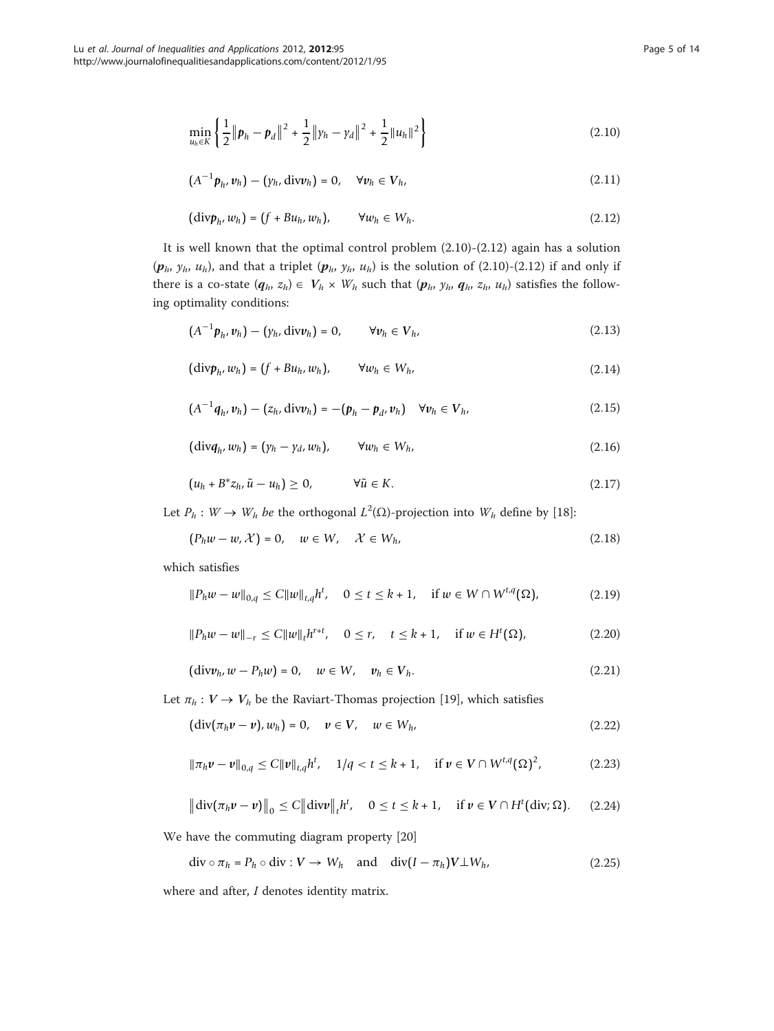$$\min_{u_h \in K} \left\{ \frac{1}{2} \left\| \boldsymbol{p}_h - \boldsymbol{p}_d \right\|^2 + \frac{1}{2} \left\| y_h - y_d \right\|^2 + \frac{1}{2} \| u_h \|^2 \right\} \tag{2.10}$$

$$(A^{-1}\boldsymbol{p}_h, \boldsymbol{v}_h) - (y_h, \mathrm{div}\boldsymbol{v}_h) = 0, \quad \forall \boldsymbol{v}_h \in \boldsymbol{V}_h, \tag{2.11}$$

$$(\mathrm{div}\boldsymbol{p}_h, w_h) = (f + Bu_h, w_h), \qquad \forall w_h \in W_h. \tag{2.12}$$

It is well known that the optimal control problem (2.10)-(2.12) again has a solution $(\boldsymbol{p}_h, y_h, u_h)$, and that a triplet $(\boldsymbol{p}_h, y_h, u_h)$ is the solution of (2.10)-(2.12) if and only if there is a co-state $(\boldsymbol{q}_h, z_h) \in \boldsymbol{V}_h \times W_h$ such that $(\boldsymbol{p}_h, y_h, \boldsymbol{q}_h, z_h, u_h)$ satisfies the following optimality conditions:

$$(A^{-1}\boldsymbol{p}_h, \boldsymbol{v}_h) - (y_h, \mathrm{div}\boldsymbol{v}_h) = 0, \qquad \forall \boldsymbol{v}_h \in \boldsymbol{V}_h, \tag{2.13}$$

$$(\mathrm{div}\boldsymbol{p}_h, w_h) = (f + Bu_h, w_h), \qquad \forall w_h \in W_h, \tag{2.14}$$

$$(A^{-1}\boldsymbol{q}_h, \boldsymbol{v}_h) - (z_h, \mathrm{div}\boldsymbol{v}_h) = -(\boldsymbol{p}_h - \boldsymbol{p}_d, \boldsymbol{v}_h) \quad \forall \boldsymbol{v}_h \in \boldsymbol{V}_h, \tag{2.15}$$

$$(\mathrm{div}\boldsymbol{q}_h, w_h) = (y_h - y_d, w_h), \qquad \forall w_h \in W_h, \tag{2.16}$$

$$(u_h + B^* z_h, \tilde{u} - u_h) \geq 0, \qquad \forall \tilde{u} \in K. \tag{2.17}$$

Let $P_h : W \to W_h$ *be* the orthogonal $L^2(\Omega)$-projection into $W_h$ define by [18]:

$$(P_h w - w, \mathcal{X}) = 0, \quad w \in W, \quad \mathcal{X} \in W_h, \tag{2.18}$$

which satisfies

$$\|P_h w - w\|_{0,q} \leq C \|w\|_{t,q} h^t, \quad 0 \leq t \leq k+1, \quad \text{if } w \in W \cap W^{t,q}(\Omega), \tag{2.19}$$

$$\|P_h w - w\|_{-r} \leq C \|w\|_t h^{r+t}, \quad 0 \leq r, \quad t \leq k+1, \quad \text{if } w \in H^t(\Omega), \tag{2.20}$$

$$(\mathrm{div}\boldsymbol{v}_h, w - P_h w) = 0, \quad w \in W, \quad \boldsymbol{v}_h \in \boldsymbol{V}_h. \tag{2.21}$$

Let $\pi_h : \boldsymbol{V} \to \boldsymbol{V}_h$ be the Raviart-Thomas projection [19], which satisfies

$$(\mathrm{div}(\pi_h \boldsymbol{v} - \boldsymbol{v}), w_h) = 0, \quad \boldsymbol{v} \in \boldsymbol{V}, \quad w \in W_h, \tag{2.22}$$

$$\|\pi_h \boldsymbol{v} - \boldsymbol{v}\|_{0,q} \leq C \|\boldsymbol{v}\|_{t,q} h^t, \quad 1/q < t \leq k+1, \quad \text{if } \boldsymbol{v} \in \boldsymbol{V} \cap W^{t,q}(\Omega)^2, \tag{2.23}$$

$$\left\| \mathrm{div}(\pi_h \boldsymbol{v} - \boldsymbol{v}) \right\|_0 \leq C \left\| \mathrm{div}\boldsymbol{v} \right\|_t h^t, \quad 0 \leq t \leq k+1, \quad \text{if } \boldsymbol{v} \in \boldsymbol{V} \cap H^t(\mathrm{div}; \Omega). \tag{2.24}$$

We have the commuting diagram property [20]

$$\mathrm{div} \circ \pi_h = P_h \circ \mathrm{div} : \boldsymbol{V} \to W_h \quad \text{and} \quad \mathrm{div}(I - \pi_h)\boldsymbol{V} \perp W_h, \tag{2.25}$$

where and after, $I$ denotes identity matrix.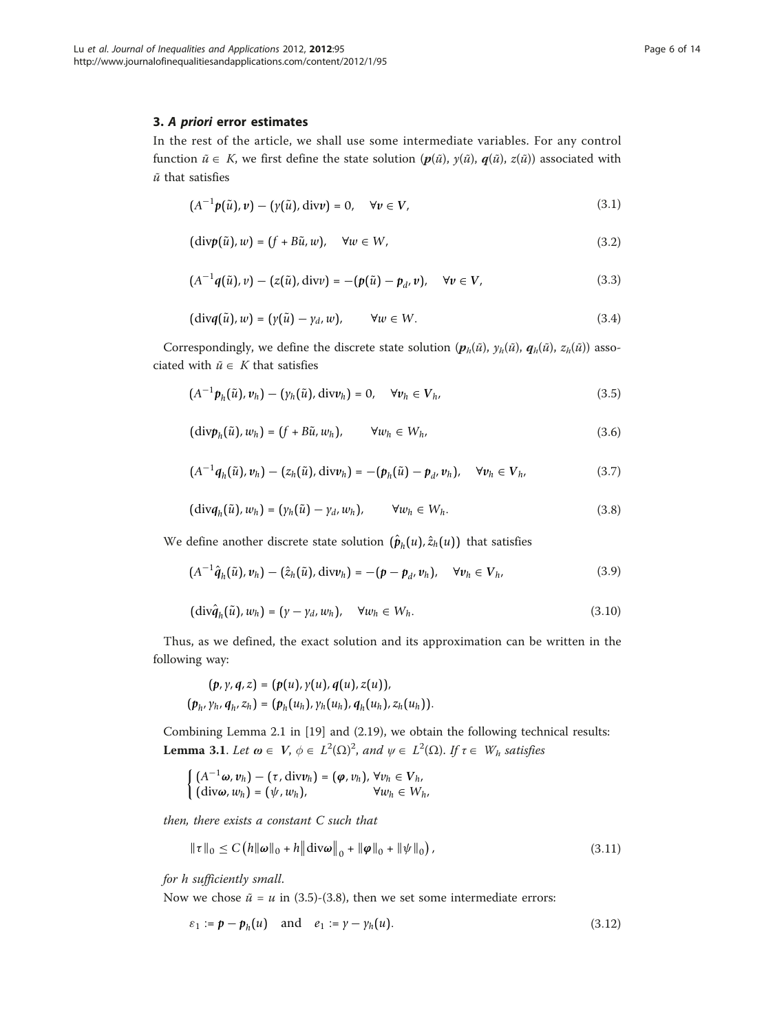## 3. *A priori* error estimates

In the rest of the article, we shall use some intermediate variables. For any control function $\tilde{u} \in K$, we first define the state solution ($\boldsymbol{p}(\tilde{u})$, $y(\tilde{u})$, $\boldsymbol{q}(\tilde{u})$, $z(\tilde{u})$) associated with $\tilde{u}$ that satisfies

$$(A^{-1}\boldsymbol{p}(\tilde{u}), \boldsymbol{v}) - (y(\tilde{u}), \mathrm{div}\boldsymbol{v}) = 0, \quad \forall \boldsymbol{v} \in \boldsymbol{V}, \tag{3.1}$$

$$(\mathrm{div}\boldsymbol{p}(\tilde{u}), w) = (f + B\tilde{u}, w), \quad \forall w \in W, \tag{3.2}$$

$$(A^{-1}\boldsymbol{q}(\tilde{u}), v) - (z(\tilde{u}), \mathrm{div}v) = -(\boldsymbol{p}(\tilde{u}) - \boldsymbol{p}_d, \boldsymbol{v}), \quad \forall \boldsymbol{v} \in \boldsymbol{V}, \tag{3.3}$$

$$(\mathrm{div}\boldsymbol{q}(\tilde{u}), w) = (y(\tilde{u}) - y_d, w), \qquad \forall w \in W. \tag{3.4}$$

Correspondingly, we define the discrete state solution ($\boldsymbol{p}_h(\tilde{u})$, $y_h(\tilde{u})$, $\boldsymbol{q}_h(\tilde{u})$, $z_h(\tilde{u})$) associated with $\tilde{u} \in K$ that satisfies

$$(A^{-1}\boldsymbol{p}_h(\tilde{u}), \boldsymbol{v}_h) - (y_h(\tilde{u}), \mathrm{div}\boldsymbol{v}_h) = 0, \quad \forall \boldsymbol{v}_h \in \boldsymbol{V}_h, \tag{3.5}$$

$$(\mathrm{div}\boldsymbol{p}_h(\tilde{u}), w_h) = (f + B\tilde{u}, w_h), \qquad \forall w_h \in W_h, \tag{3.6}$$

$$(A^{-1}\boldsymbol{q}_h(\tilde{u}), \boldsymbol{v}_h) - (z_h(\tilde{u}), \mathrm{div}\boldsymbol{v}_h) = -(\boldsymbol{p}_h(\tilde{u}) - \boldsymbol{p}_d, \boldsymbol{v}_h), \quad \forall \boldsymbol{v}_h \in \boldsymbol{V}_h, \tag{3.7}$$

$$(\mathrm{div}\boldsymbol{q}_h(\tilde{u}), w_h) = (y_h(\tilde{u}) - y_d, w_h), \qquad \forall w_h \in W_h. \tag{3.8}$$

We define another discrete state solution $(\hat{\boldsymbol{p}}_h(u), \hat{z}_h(u))$ that satisfies

$$(A^{-1}\hat{\boldsymbol{q}}_h(\tilde{u}), \boldsymbol{v}_h) - (\hat{z}_h(\tilde{u}), \mathrm{div}\boldsymbol{v}_h) = -(\boldsymbol{p} - \boldsymbol{p}_d, \boldsymbol{v}_h), \quad \forall \boldsymbol{v}_h \in \boldsymbol{V}_h, \tag{3.9}$$

$$(\mathrm{div}\hat{\boldsymbol{q}}_h(\tilde{u}), w_h) = (y - y_d, w_h), \quad \forall w_h \in W_h. \tag{3.10}$$

Thus, as we defined, the exact solution and its approximation can be written in the following way:

$$(\boldsymbol{p}, y, \boldsymbol{q}, z) = (\boldsymbol{p}(u), y(u), \boldsymbol{q}(u), z(u)),$$
$$(\boldsymbol{p}_h, y_h, \boldsymbol{q}_h, z_h) = (\boldsymbol{p}_h(u_h), y_h(u_h), \boldsymbol{q}_h(u_h), z_h(u_h)).$$

Combining Lemma 2.1 in [19] and (2.19), we obtain the following technical results:

**Lemma 3.1**. *Let $\boldsymbol{\omega} \in \boldsymbol{V}$, $\phi \in L^2(\Omega)^2$, and $\psi \in L^2(\Omega)$. If $\tau \in W_h$ satisfies*

$$\begin{cases} (A^{-1}\boldsymbol{\omega}, \boldsymbol{v}_h) - (\tau, \mathrm{div}\boldsymbol{v}_h) = (\boldsymbol{\varphi}, v_h), \ \forall v_h \in \boldsymbol{V}_h, \\ (\mathrm{div}\boldsymbol{\omega}, w_h) = (\psi, w_h), \qquad\qquad \forall w_h \in W_h, \end{cases}$$

*then, there exists a constant C such that*

$$\|\tau\|_0 \leq C\left(h\|\boldsymbol{\omega}\|_0 + h\left\|\mathrm{div}\boldsymbol{\omega}\right\|_0 + \|\boldsymbol{\varphi}\|_0 + \|\psi\|_0\right), \tag{3.11}$$

*for h sufficiently small.*

Now we chose $\tilde{u} = u$ in (3.5)-(3.8), then we set some intermediate errors:

$$\varepsilon_1 := \boldsymbol{p} - \boldsymbol{p}_h(u) \quad \text{and} \quad e_1 := y - y_h(u). \tag{3.12}$$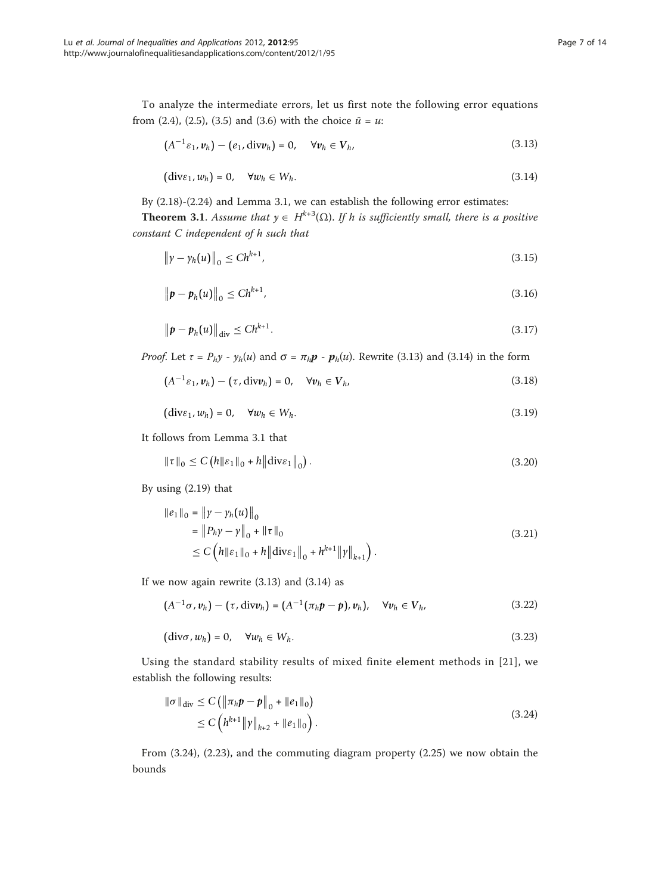To analyze the intermediate errors, let us first note the following error equations from (2.4), (2.5), (3.5) and (3.6) with the choice $\tilde{u} = u$:

$$(A^{-1}\varepsilon_1, \boldsymbol{v}_h) - (e_1, \mathrm{div}\boldsymbol{v}_h) = 0, \quad \forall \boldsymbol{v}_h \in \boldsymbol{V}_h, \tag{3.13}$$

$$(\mathrm{div}\varepsilon_1, w_h) = 0, \quad \forall w_h \in W_h. \tag{3.14}$$

By (2.18)-(2.24) and Lemma 3.1, we can establish the following error estimates:

**Theorem 3.1**. *Assume that $y \in H^{k+3}(\Omega)$. If h is sufficiently small, there is a positive constant C independent of h such that*

$$\|y - y_h(u)\|_0 \leq Ch^{k+1}, \tag{3.15}$$

$$\|\boldsymbol{p} - \boldsymbol{p}_h(u)\|_0 \leq Ch^{k+1}, \tag{3.16}$$

$$\|\boldsymbol{p} - \boldsymbol{p}_h(u)\|_{\mathrm{div}} \leq Ch^{k+1}. \tag{3.17}$$

*Proof*. Let $\tau = P_h y - y_h(u)$ and $\sigma = \pi_h \boldsymbol{p} - \boldsymbol{p}_h(u)$. Rewrite (3.13) and (3.14) in the form

$$(A^{-1}\varepsilon_1, \boldsymbol{v}_h) - (\tau, \mathrm{div}\boldsymbol{v}_h) = 0, \quad \forall \boldsymbol{v}_h \in \boldsymbol{V}_h, \tag{3.18}$$

$$(\mathrm{div}\varepsilon_1, w_h) = 0, \quad \forall w_h \in W_h. \tag{3.19}$$

It follows from Lemma 3.1 that

$$\|\tau\|_0 \leq C\left(h\|\varepsilon_1\|_0 + h\|\mathrm{div}\varepsilon_1\|_0\right). \tag{3.20}$$

By using (2.19) that

$$\begin{aligned} \|e_1\|_0 &= \|y - y_h(u)\|_0 \\ &= \|P_h y - y\|_0 + \|\tau\|_0 \\ &\leq C\left(h\|\varepsilon_1\|_0 + h\|\mathrm{div}\varepsilon_1\|_0 + h^{k+1}\|y\|_{k+1}\right). \end{aligned} \tag{3.21}$$

If we now again rewrite (3.13) and (3.14) as

$$(A^{-1}\sigma, \boldsymbol{v}_h) - (\tau, \mathrm{div}\boldsymbol{v}_h) = (A^{-1}(\pi_h \boldsymbol{p} - \boldsymbol{p}), \boldsymbol{v}_h), \quad \forall \boldsymbol{v}_h \in \boldsymbol{V}_h, \tag{3.22}$$

$$(\mathrm{div}\sigma, w_h) = 0, \quad \forall w_h \in W_h. \tag{3.23}$$

Using the standard stability results of mixed finite element methods in [21], we establish the following results:

$$\begin{aligned} \|\sigma\|_{\mathrm{div}} &\leq C\left(\|\pi_h \boldsymbol{p} - \boldsymbol{p}\|_0 + \|e_1\|_0\right) \\ &\leq C\left(h^{k+1}\|y\|_{k+2} + \|e_1\|_0\right). \end{aligned} \tag{3.24}$$

From (3.24), (2.23), and the commuting diagram property (2.25) we now obtain the bounds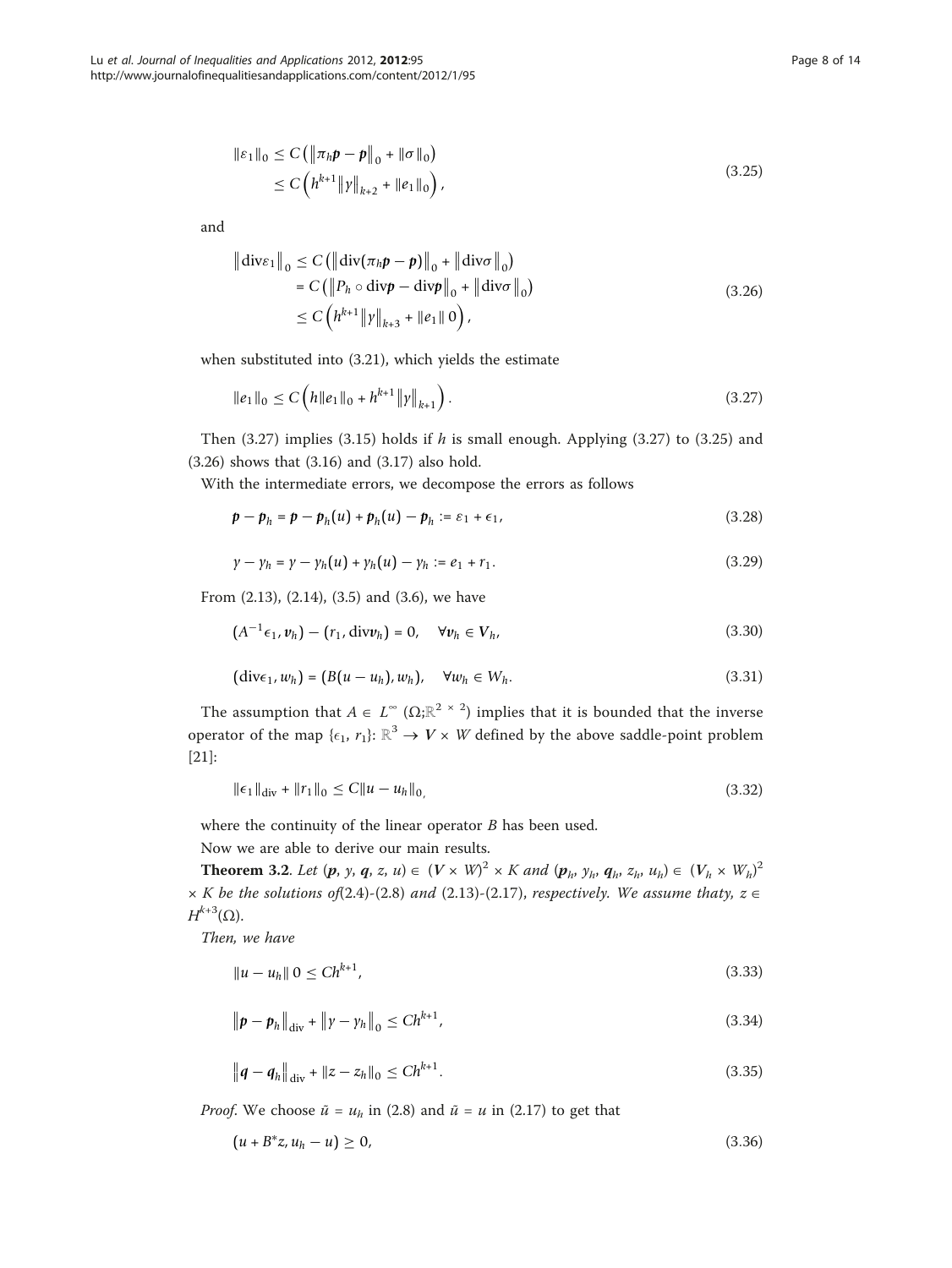$$
\begin{aligned}
\|\varepsilon_1\|_0 &\le C\left(\left\|\pi_h \boldsymbol{p} - \boldsymbol{p}\right\|_0 + \|\sigma\|_0\right) \\
&\le C\left(h^{k+1}\|y\|_{k+2} + \|e_1\|_0\right),
\end{aligned}
\tag{3.25}
$$

and

$$
\begin{aligned}
\left\|\mathrm{div}\varepsilon_1\right\|_0 &\le C\left(\left\|\mathrm{div}(\pi_h \boldsymbol{p} - \boldsymbol{p})\right\|_0 + \left\|\mathrm{div}\sigma\right\|_0\right) \\
&= C\left(\left\|P_h \circ \mathrm{div}\boldsymbol{p} - \mathrm{div}\boldsymbol{p}\right\|_0 + \left\|\mathrm{div}\sigma\right\|_0\right) \\
&\le C\left(h^{k+1}\|y\|_{k+3} + \|e_1\| 0\right),
\end{aligned}
\tag{3.26}
$$

when substituted into (3.21), which yields the estimate

$$
\|e_1\|_0 \le C\left(h\|e_1\|_0 + h^{k+1}\|y\|_{k+1}\right). \tag{3.27}
$$

Then (3.27) implies (3.15) holds if $h$ is small enough. Applying (3.27) to (3.25) and (3.26) shows that (3.16) and (3.17) also hold.

With the intermediate errors, we decompose the errors as follows

$$
\boldsymbol{p} - \boldsymbol{p}_h = \boldsymbol{p} - \boldsymbol{p}_h(u) + \boldsymbol{p}_h(u) - \boldsymbol{p}_h := \varepsilon_1 + \epsilon_1, \tag{3.28}
$$

$$
y - y_h = y - y_h(u) + y_h(u) - y_h := e_1 + r_1. \tag{3.29}
$$

From (2.13), (2.14), (3.5) and (3.6), we have

$$
(A^{-1}\epsilon_1, \boldsymbol{v}_h) - (r_1, \mathrm{div}\boldsymbol{v}_h) = 0, \quad \forall \boldsymbol{v}_h \in \boldsymbol{V}_h, \tag{3.30}
$$

$$
(\mathrm{div}\epsilon_1, w_h) = (B(u - u_h), w_h), \quad \forall w_h \in W_h. \tag{3.31}
$$

The assumption that $A \in L^\infty(\Omega; \mathbb{R}^{2\times 2})$ implies that it is bounded that the inverse operator of the map $\{\epsilon_1, r_1\}$: $\mathbb{R}^3 \to \boldsymbol{V} \times W$ defined by the above saddle-point problem [21]:

$$
\|\epsilon_1\|_{\mathrm{div}} + \|r_1\|_0 \le C\|u - u_h\|_{0,} \tag{3.32}
$$

where the continuity of the linear operator $B$ has been used.

Now we are able to derive our main results.

**Theorem 3.2**. *Let* $(\boldsymbol{p}, y, \boldsymbol{q}, z, u) \in (\boldsymbol{V} \times W)^2 \times K$ *and* $(\boldsymbol{p}_h, y_h, \boldsymbol{q}_h, z_h, u_h) \in (\boldsymbol{V}_h \times W_h)^2 \times K$ *be the solutions of*(2.4)-(2.8) *and* (2.13)-(2.17), *respectively. We assume thaty,* $z \in H^{k+3}(\Omega)$.

*Then, we have*

$$
\|u - u_h\| 0 \le Ch^{k+1}, \tag{3.33}
$$

$$
\left\|\boldsymbol{p} - \boldsymbol{p}_h\right\|_{\mathrm{div}} + \left\|y - y_h\right\|_0 \le Ch^{k+1}, \tag{3.34}
$$

$$
\left\|\boldsymbol{q} - \boldsymbol{q}_h\right\|_{\mathrm{div}} + \|z - z_h\|_0 \le Ch^{k+1}. \tag{3.35}
$$

*Proof*. We choose $\tilde{u} = u_h$ in (2.8) and $\tilde{u} = u$ in (2.17) to get that

$$
(u + B^* z, u_h - u) \ge 0, \tag{3.36}
$$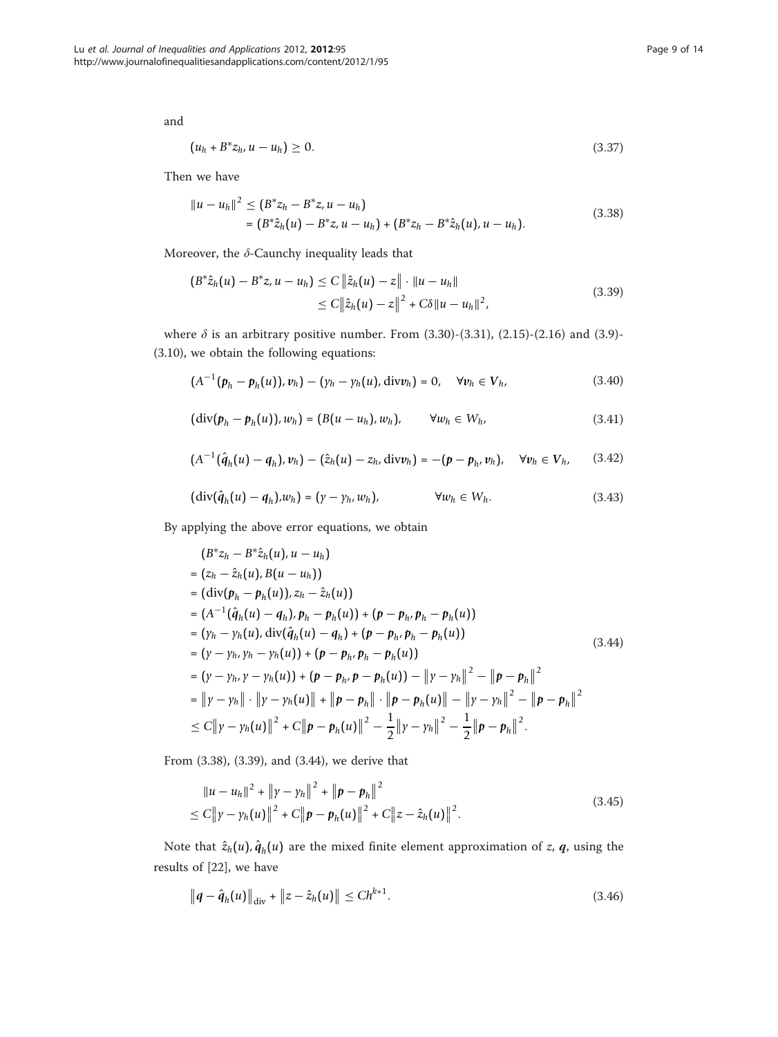and

$$(u_h + B^* z_h, u - u_h) \geq 0. \tag{3.37}$$

Then we have

$$\begin{aligned}
\|u - u_h\|^2 &\leq (B^* z_h - B^* z, u - u_h) \\
&= (B^* \hat{z}_h(u) - B^* z, u - u_h) + (B^* z_h - B^* \hat{z}_h(u), u - u_h).
\end{aligned} \tag{3.38}$$

Moreover, the $\delta$-Caunchy inequality leads that

$$\begin{aligned}
(B^* \hat{z}_h(u) - B^* z, u - u_h) &\leq C \left\| \hat{z}_h(u) - z \right\| \cdot \|u - u_h\| \\
&\leq C \left\| \hat{z}_h(u) - z \right\|^2 + C\delta \|u - u_h\|^2,
\end{aligned} \tag{3.39}$$

where $\delta$ is an arbitrary positive number. From (3.30)-(3.31), (2.15)-(2.16) and (3.9)-(3.10), we obtain the following equations:

$$(A^{-1}(\boldsymbol{p}_h - \boldsymbol{p}_h(u)), \boldsymbol{v}_h) - (y_h - y_h(u), \operatorname{div}\boldsymbol{v}_h) = 0, \quad \forall \boldsymbol{v}_h \in \boldsymbol{V}_h, \tag{3.40}$$

$$(\operatorname{div}(\boldsymbol{p}_h - \boldsymbol{p}_h(u)), w_h) = (B(u - u_h), w_h), \qquad \forall w_h \in W_h, \tag{3.41}$$

$$(A^{-1}(\hat{\boldsymbol{q}}_h(u) - \boldsymbol{q}_h), \boldsymbol{v}_h) - (\hat{z}_h(u) - z_h, \operatorname{div}\boldsymbol{v}_h) = -(\boldsymbol{p} - \boldsymbol{p}_h, \boldsymbol{v}_h), \quad \forall \boldsymbol{v}_h \in \boldsymbol{V}_h, \tag{3.42}$$

$$(\operatorname{div}(\hat{\boldsymbol{q}}_h(u) - \boldsymbol{q}_h), w_h) = (y - y_h, w_h), \qquad \forall w_h \in W_h. \tag{3.43}$$

By applying the above error equations, we obtain

$$\begin{aligned}
&(B^* z_h - B^* \hat{z}_h(u), u - u_h) \\
&= (z_h - \hat{z}_h(u), B(u - u_h)) \\
&= (\operatorname{div}(\boldsymbol{p}_h - \boldsymbol{p}_h(u)), z_h - \hat{z}_h(u)) \\
&= (A^{-1}(\hat{\boldsymbol{q}}_h(u) - \boldsymbol{q}_h), \boldsymbol{p}_h - \boldsymbol{p}_h(u)) + (\boldsymbol{p} - \boldsymbol{p}_h, \boldsymbol{p}_h - \boldsymbol{p}_h(u)) \\
&= (y_h - y_h(u), \operatorname{div}(\hat{\boldsymbol{q}}_h(u) - \boldsymbol{q}_h) + (\boldsymbol{p} - \boldsymbol{p}_h, \boldsymbol{p}_h - \boldsymbol{p}_h(u)) \\
&= (y - y_h, y_h - y_h(u)) + (\boldsymbol{p} - \boldsymbol{p}_h, \boldsymbol{p}_h - \boldsymbol{p}_h(u)) \\
&= (y - y_h, y - y_h(u)) + (\boldsymbol{p} - \boldsymbol{p}_h, \boldsymbol{p} - \boldsymbol{p}_h(u)) - \left\| y - y_h \right\|^2 - \left\| \boldsymbol{p} - \boldsymbol{p}_h \right\|^2 \\
&= \left\| y - y_h \right\| \cdot \left\| y - y_h(u) \right\| + \left\| \boldsymbol{p} - \boldsymbol{p}_h \right\| \cdot \left\| \boldsymbol{p} - \boldsymbol{p}_h(u) \right\| - \left\| y - y_h \right\|^2 - \left\| \boldsymbol{p} - \boldsymbol{p}_h \right\|^2 \\
&\leq C \left\| y - y_h(u) \right\|^2 + C \left\| \boldsymbol{p} - \boldsymbol{p}_h(u) \right\|^2 - \frac{1}{2} \left\| y - y_h \right\|^2 - \frac{1}{2} \left\| \boldsymbol{p} - \boldsymbol{p}_h \right\|^2.
\end{aligned} \tag{3.44}$$

From (3.38), (3.39), and (3.44), we derive that

$$\begin{aligned}
&\|u - u_h\|^2 + \left\| y - y_h \right\|^2 + \left\| \boldsymbol{p} - \boldsymbol{p}_h \right\|^2 \\
&\leq C \left\| y - y_h(u) \right\|^2 + C \left\| \boldsymbol{p} - \boldsymbol{p}_h(u) \right\|^2 + C \left\| z - \hat{z}_h(u) \right\|^2.
\end{aligned} \tag{3.45}$$

Note that $\hat{z}_h(u), \hat{\boldsymbol{q}}_h(u)$ are the mixed finite element approximation of $z$, $\boldsymbol{q}$, using the results of [22], we have

$$\left\| \boldsymbol{q} - \hat{\boldsymbol{q}}_h(u) \right\|_{\operatorname{div}} + \left\| z - \hat{z}_h(u) \right\| \leq C h^{k+1}. \tag{3.46}$$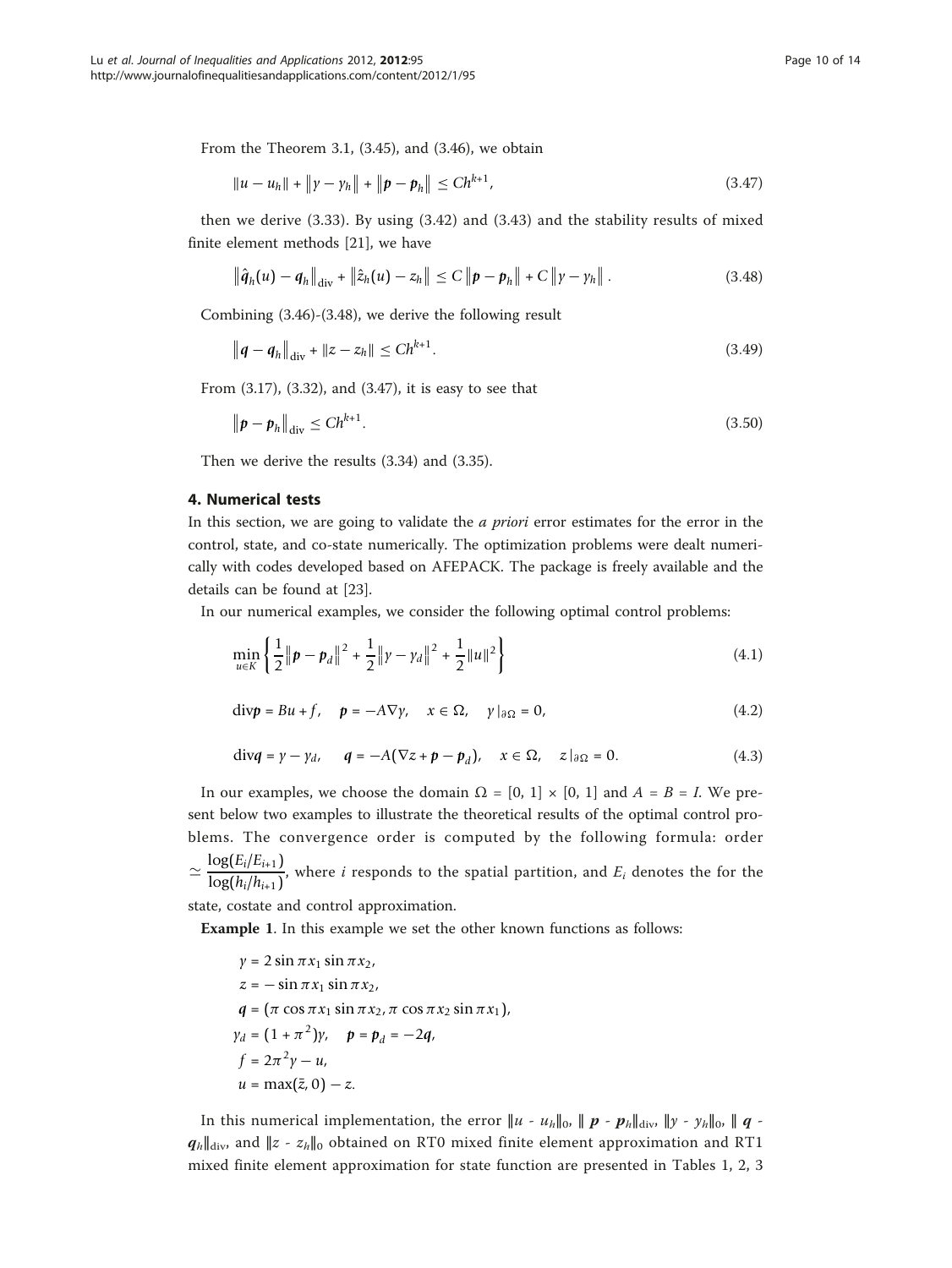From the Theorem 3.1, (3.45), and (3.46), we obtain

$$\|u - u_h\| + \|y - y_h\| + \|\boldsymbol{p} - \boldsymbol{p}_h\| \le Ch^{k+1}, \tag{3.47}$$

then we derive (3.33). By using (3.42) and (3.43) and the stability results of mixed finite element methods [21], we have

$$\|\hat{q}_h(u) - \boldsymbol{q}_h\|_{\text{div}} + \|\hat{z}_h(u) - z_h\| \le C\|\boldsymbol{p} - \boldsymbol{p}_h\| + C\|y - y_h\|. \tag{3.48}$$

Combining (3.46)-(3.48), we derive the following result

$$\|\boldsymbol{q} - \boldsymbol{q}_h\|_{\text{div}} + \|z - z_h\| \le Ch^{k+1}. \tag{3.49}$$

From (3.17), (3.32), and (3.47), it is easy to see that

$$\|\boldsymbol{p} - \boldsymbol{p}_h\|_{\text{div}} \le Ch^{k+1}. \tag{3.50}$$

Then we derive the results (3.34) and (3.35).

## 4. Numerical tests

In this section, we are going to validate the *a priori* error estimates for the error in the control, state, and co-state numerically. The optimization problems were dealt numerically with codes developed based on AFEPACK. The package is freely available and the details can be found at [23].

In our numerical examples, we consider the following optimal control problems:

$$\min_{u \in K} \left\{ \frac{1}{2}\|\boldsymbol{p} - \boldsymbol{p}_d\|^2 + \frac{1}{2}\|y - y_d\|^2 + \frac{1}{2}\|u\|^2 \right\} \tag{4.1}$$

$$\text{div}\boldsymbol{p} = Bu + f, \quad \boldsymbol{p} = -A\nabla y, \quad x \in \Omega, \quad y|_{\partial\Omega} = 0, \tag{4.2}$$

$$\text{div}\boldsymbol{q} = y - y_d, \quad \boldsymbol{q} = -A(\nabla z + \boldsymbol{p} - \boldsymbol{p}_d), \quad x \in \Omega, \quad z|_{\partial\Omega} = 0. \tag{4.3}$$

In our examples, we choose the domain $\Omega = [0, 1] \times [0, 1]$ and $A = B = I$. We present below two examples to illustrate the theoretical results of the optimal control problems. The convergence order is computed by the following formula: order $\simeq \dfrac{\log(E_i/E_{i+1})}{\log(h_i/h_{i+1})}$, where $i$ responds to the spatial partition, and $E_i$ denotes the for the state, costate and control approximation.

**Example 1**. In this example we set the other known functions as follows:

$$\begin{aligned}
&y = 2\sin\pi x_1 \sin\pi x_2, \\
&z = -\sin\pi x_1 \sin\pi x_2, \\
&\boldsymbol{q} = (\pi\cos\pi x_1 \sin\pi x_2, \pi\cos\pi x_2 \sin\pi x_1), \\
&y_d = (1 + \pi^2)y, \quad \boldsymbol{p} = \boldsymbol{p}_d = -2\boldsymbol{q}, \\
&f = 2\pi^2 y - u, \\
&u = \max(\bar{z}, 0) - z.
\end{aligned}$$

In this numerical implementation, the error $\|u - u_h\|_0$, $\|\boldsymbol{p} - \boldsymbol{p}_h\|_{\text{div}}$, $\|y - y_h\|_0$, $\|\boldsymbol{q} - \boldsymbol{q}_h\|_{\text{div}}$, and $\|z - z_h\|_0$ obtained on RT0 mixed finite element approximation and RT1 mixed finite element approximation for state function are presented in Tables 1, 2, 3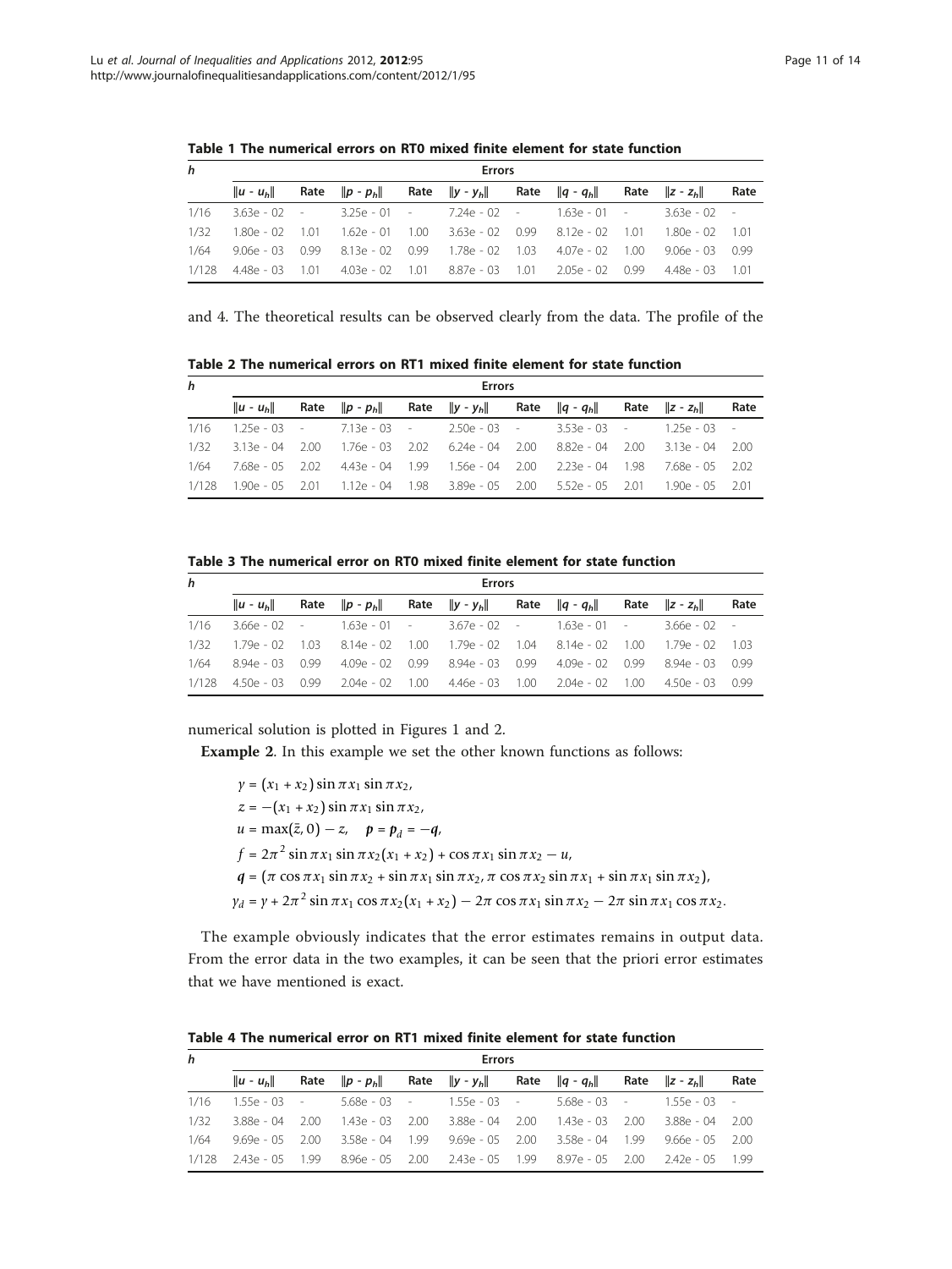**Table 1 The numerical errors on RT0 mixed finite element for state function**

| $h$ | Errors | | | | | | | | | |
|---|---|---|---|---|---|---|---|---|---|---|
| | $\|u - u_h\|$ | Rate | $\|p - p_h\|$ | Rate | $\|y - y_h\|$ | Rate | $\|q - q_h\|$ | Rate | $\|z - z_h\|$ | Rate |
| 1/16 | 3.63e - 02 | - | 3.25e - 01 | - | 7.24e - 02 | - | 1.63e - 01 | - | 3.63e - 02 | - |
| 1/32 | 1.80e - 02 | 1.01 | 1.62e - 01 | 1.00 | 3.63e - 02 | 0.99 | 8.12e - 02 | 1.01 | 1.80e - 02 | 1.01 |
| 1/64 | 9.06e - 03 | 0.99 | 8.13e - 02 | 0.99 | 1.78e - 02 | 1.03 | 4.07e - 02 | 1.00 | 9.06e - 03 | 0.99 |
| 1/128 | 4.48e - 03 | 1.01 | 4.03e - 02 | 1.01 | 8.87e - 03 | 1.01 | 2.05e - 02 | 0.99 | 4.48e - 03 | 1.01 |

and 4. The theoretical results can be observed clearly from the data. The profile of the

**Table 2 The numerical errors on RT1 mixed finite element for state function**

| $h$ | Errors | | | | | | | | | |
|---|---|---|---|---|---|---|---|---|---|---|
| | $\|u - u_h\|$ | Rate | $\|p - p_h\|$ | Rate | $\|y - y_h\|$ | Rate | $\|q - q_h\|$ | Rate | $\|z - z_h\|$ | Rate |
| 1/16 | 1.25e - 03 | - | 7.13e - 03 | - | 2.50e - 03 | - | 3.53e - 03 | - | 1.25e - 03 | - |
| 1/32 | 3.13e - 04 | 2.00 | 1.76e - 03 | 2.02 | 6.24e - 04 | 2.00 | 8.82e - 04 | 2.00 | 3.13e - 04 | 2.00 |
| 1/64 | 7.68e - 05 | 2.02 | 4.43e - 04 | 1.99 | 1.56e - 04 | 2.00 | 2.23e - 04 | 1.98 | 7.68e - 05 | 2.02 |
| 1/128 | 1.90e - 05 | 2.01 | 1.12e - 04 | 1.98 | 3.89e - 05 | 2.00 | 5.52e - 05 | 2.01 | 1.90e - 05 | 2.01 |

**Table 3 The numerical error on RT0 mixed finite element for state function**

| $h$ | Errors | | | | | | | | | |
|---|---|---|---|---|---|---|---|---|---|---|
| | $\|u - u_h\|$ | Rate | $\|p - p_h\|$ | Rate | $\|y - y_h\|$ | Rate | $\|q - q_h\|$ | Rate | $\|z - z_h\|$ | Rate |
| 1/16 | 3.66e - 02 | - | 1.63e - 01 | - | 3.67e - 02 | - | 1.63e - 01 | - | 3.66e - 02 | - |
| 1/32 | 1.79e - 02 | 1.03 | 8.14e - 02 | 1.00 | 1.79e - 02 | 1.04 | 8.14e - 02 | 1.00 | 1.79e - 02 | 1.03 |
| 1/64 | 8.94e - 03 | 0.99 | 4.09e - 02 | 0.99 | 8.94e - 03 | 0.99 | 4.09e - 02 | 0.99 | 8.94e - 03 | 0.99 |
| 1/128 | 4.50e - 03 | 0.99 | 2.04e - 02 | 1.00 | 4.46e - 03 | 1.00 | 2.04e - 02 | 1.00 | 4.50e - 03 | 0.99 |

numerical solution is plotted in Figures 1 and 2.

**Example 2**. In this example we set the other known functions as follows:

$$y = (x_1 + x_2)\sin \pi x_1 \sin \pi x_2,$$
$$z = -(x_1 + x_2)\sin \pi x_1 \sin \pi x_2,$$
$$u = \max(\bar{z}, 0) - z, \quad \boldsymbol{p} = \boldsymbol{p}_d = -\boldsymbol{q},$$
$$f = 2\pi^2 \sin \pi x_1 \sin \pi x_2 (x_1 + x_2) + \cos \pi x_1 \sin \pi x_2 - u,$$
$$\boldsymbol{q} = (\pi \cos \pi x_1 \sin \pi x_2 + \sin \pi x_1 \sin \pi x_2, \pi \cos \pi x_2 \sin \pi x_1 + \sin \pi x_1 \sin \pi x_2),$$
$$y_d = y + 2\pi^2 \sin \pi x_1 \cos \pi x_2 (x_1 + x_2) - 2\pi \cos \pi x_1 \sin \pi x_2 - 2\pi \sin \pi x_1 \cos \pi x_2.$$

The example obviously indicates that the error estimates remains in output data. From the error data in the two examples, it can be seen that the priori error estimates that we have mentioned is exact.

**Table 4 The numerical error on RT1 mixed finite element for state function**

| $h$ | Errors | | | | | | | | | |
|---|---|---|---|---|---|---|---|---|---|---|
| | $\|u - u_h\|$ | Rate | $\|p - p_h\|$ | Rate | $\|y - y_h\|$ | Rate | $\|q - q_h\|$ | Rate | $\|z - z_h\|$ | Rate |
| 1/16 | 1.55e - 03 | - | 5.68e - 03 | - | 1.55e - 03 | - | 5.68e - 03 | - | 1.55e - 03 | - |
| 1/32 | 3.88e - 04 | 2.00 | 1.43e - 03 | 2.00 | 3.88e - 04 | 2.00 | 1.43e - 03 | 2.00 | 3.88e - 04 | 2.00 |
| 1/64 | 9.69e - 05 | 2.00 | 3.58e - 04 | 1.99 | 9.69e - 05 | 2.00 | 3.58e - 04 | 1.99 | 9.66e - 05 | 2.00 |
| 1/128 | 2.43e - 05 | 1.99 | 8.96e - 05 | 2.00 | 2.43e - 05 | 1.99 | 8.97e - 05 | 2.00 | 2.42e - 05 | 1.99 |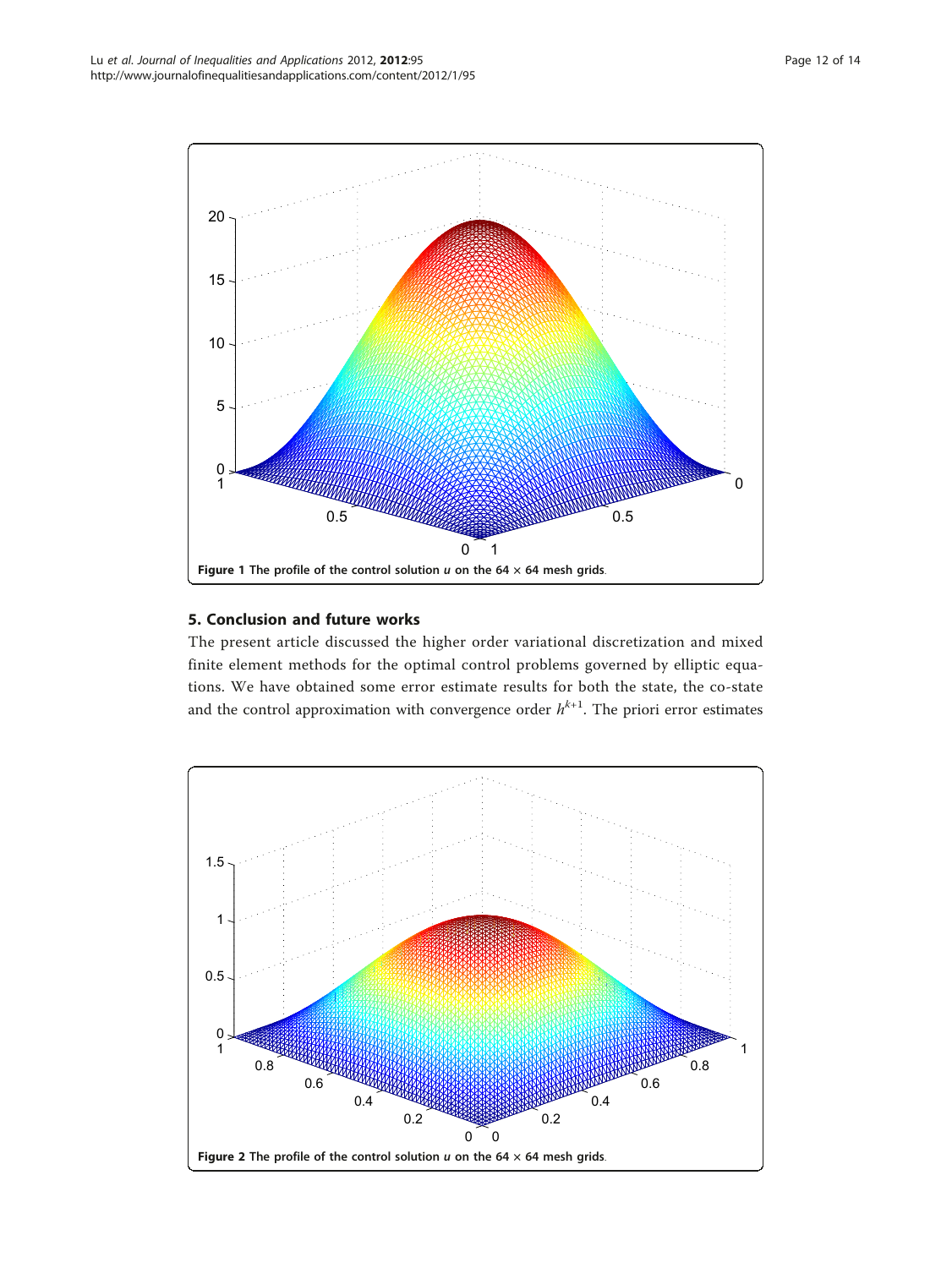20

15

10

5

0

1

0.5

0

1

0.5

0

Figure 1 The profile of the control solution $u$ on the $64 \times 64$ mesh grids.

## 5. Conclusion and future works

The present article discussed the higher order variational discretization and mixed finite element methods for the optimal control problems governed by elliptic equations. We have obtained some error estimate results for both the state, the co-state and the control approximation with convergence order $h^{k+1}$. The priori error estimates

1.5

1

0.5

0

1

0.8

0.6

0.4

0.2

0

0

0.2

0.4

0.6

0.8

1

Figure 2 The profile of the control solution $u$ on the $64 \times 64$ mesh grids.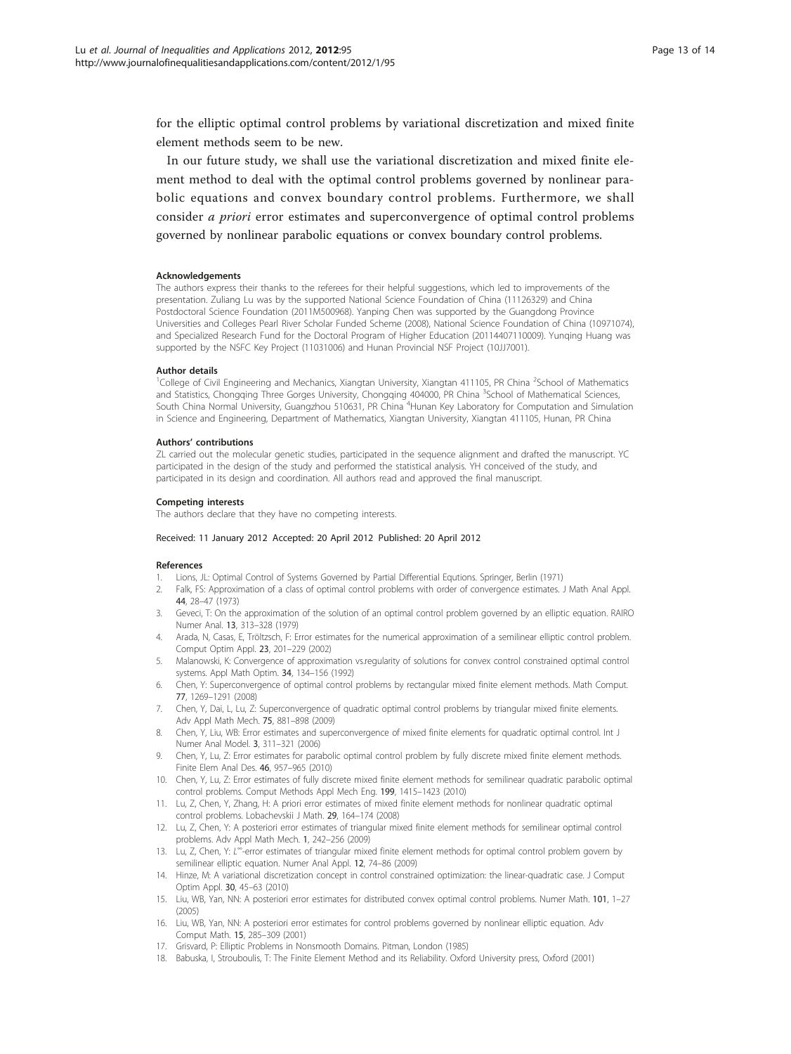for the elliptic optimal control problems by variational discretization and mixed finite element methods seem to be new.

In our future study, we shall use the variational discretization and mixed finite element method to deal with the optimal control problems governed by nonlinear parabolic equations and convex boundary control problems. Furthermore, we shall consider *a priori* error estimates and superconvergence of optimal control problems governed by nonlinear parabolic equations or convex boundary control problems.

#### Acknowledgements

The authors express their thanks to the referees for their helpful suggestions, which led to improvements of the presentation. Zuliang Lu was by the supported National Science Foundation of China (11126329) and China Postdoctoral Science Foundation (2011M500968). Yanping Chen was supported by the Guangdong Province Universities and Colleges Pearl River Scholar Funded Scheme (2008), National Science Foundation of China (10971074), and Specialized Research Fund for the Doctoral Program of Higher Education (20114407110009). Yunqing Huang was supported by the NSFC Key Project (11031006) and Hunan Provincial NSF Project (10JJ7001).

#### Author details

[1]College of Civil Engineering and Mechanics, Xiangtan University, Xiangtan 411105, PR China [2]School of Mathematics and Statistics, Chongqing Three Gorges University, Chongqing 404000, PR China [3]School of Mathematical Sciences, South China Normal University, Guangzhou 510631, PR China [4]Hunan Key Laboratory for Computation and Simulation in Science and Engineering, Department of Mathematics, Xiangtan University, Xiangtan 411105, Hunan, PR China

#### Authors' contributions

ZL carried out the molecular genetic studies, participated in the sequence alignment and drafted the manuscript. YC participated in the design of the study and performed the statistical analysis. YH conceived of the study, and participated in its design and coordination. All authors read and approved the final manuscript.

#### Competing interests

The authors declare that they have no competing interests.

Received: 11 January 2012 Accepted: 20 April 2012 Published: 20 April 2012

#### References

1. Lions, JL: Optimal Control of Systems Governed by Partial Differential Equtions. Springer, Berlin (1971)
2. Falk, FS: Approximation of a class of optimal control problems with order of convergence estimates. J Math Anal Appl. **44**, 28–47 (1973)
3. Geveci, T: On the approximation of the solution of an optimal control problem governed by an elliptic equation. RAIRO Numer Anal. **13**, 313–328 (1979)
4. Arada, N, Casas, E, Tröltzsch, F: Error estimates for the numerical approximation of a semilinear elliptic control problem. Comput Optim Appl. **23**, 201–229 (2002)
5. Malanowski, K: Convergence of approximation vs.regularity of solutions for convex control constrained optimal control systems. Appl Math Optim. **34**, 134–156 (1992)
6. Chen, Y: Superconvergence of optimal control problems by rectangular mixed finite element methods. Math Comput. **77**, 1269–1291 (2008)
7. Chen, Y, Dai, L, Lu, Z: Superconvergence of quadratic optimal control problems by triangular mixed finite elements. Adv Appl Math Mech. **75**, 881–898 (2009)
8. Chen, Y, Liu, WB: Error estimates and superconvergence of mixed finite elements for quadratic optimal control. Int J Numer Anal Model. **3**, 311–321 (2006)
9. Chen, Y, Lu, Z: Error estimates for parabolic optimal control problem by fully discrete mixed finite element methods. Finite Elem Anal Des. **46**, 957–965 (2010)
10. Chen, Y, Lu, Z: Error estimates of fully discrete mixed finite element methods for semilinear quadratic parabolic optimal control problems. Comput Methods Appl Mech Eng. **199**, 1415–1423 (2010)
11. Lu, Z, Chen, Y, Zhang, H: A priori error estimates of mixed finite element methods for nonlinear quadratic optimal control problems. Lobachevskii J Math. **29**, 164–174 (2008)
12. Lu, Z, Chen, Y: A posteriori error estimates of triangular mixed finite element methods for semilinear optimal control problems. Adv Appl Math Mech. **1**, 242–256 (2009)
13. Lu, Z, Chen, Y: $L^{\infty}$-error estimates of triangular mixed finite element methods for optimal control problem govern by semilinear elliptic equation. Numer Anal Appl. **12**, 74–86 (2009)
14. Hinze, M: A variational discretization concept in control constrained optimization: the linear-quadratic case. J Comput Optim Appl. **30**, 45–63 (2010)
15. Liu, WB, Yan, NN: A posteriori error estimates for distributed convex optimal control problems. Numer Math. **101**, 1–27 (2005)
16. Liu, WB, Yan, NN: A posteriori error estimates for control problems governed by nonlinear elliptic equation. Adv Comput Math. **15**, 285–309 (2001)
17. Grisvard, P: Elliptic Problems in Nonsmooth Domains. Pitman, London (1985)
18. Babuska, I, Strouboulis, T: The Finite Element Method and its Reliability. Oxford University press, Oxford (2001)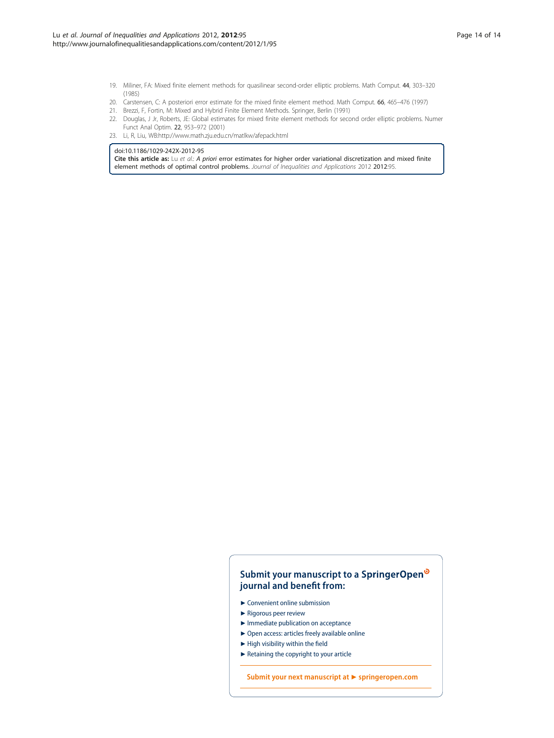19. Miliner, FA: Mixed finite element methods for quasilinear second-order elliptic problems. Math Comput. **44**, 303–320 (1985)
20. Carstensen, C: A posteriori error estimate for the mixed finite element method. Math Comput. **66**, 465–476 (1997)
21. Brezzi, F, Fortin, M: Mixed and Hybrid Finite Element Methods. Springer, Berlin (1991)
22. Douglas, J Jr, Roberts, JE: Global estimates for mixed finite element methods for second order elliptic problems. Numer Funct Anal Optim. **22**, 953–972 (2001)
23. Li, R, Liu, WB:http://www.math.zju.edu.cn/matlkw/afepack.html

doi:10.1186/1029-242X-2012-95
**Cite this article as:** Lu *et al.*: *A priori* error estimates for higher order variational discretization and mixed finite element methods of optimal control problems. *Journal of Inequalities and Applications* 2012 **2012**:95.

**Submit your manuscript to a SpringerOpen journal and benefit from:**

- ► Convenient online submission
- ► Rigorous peer review
- ► Immediate publication on acceptance
- ► Open access: articles freely available online
- ► High visibility within the field
- ► Retaining the copyright to your article

**Submit your next manuscript at ► springeropen.com**